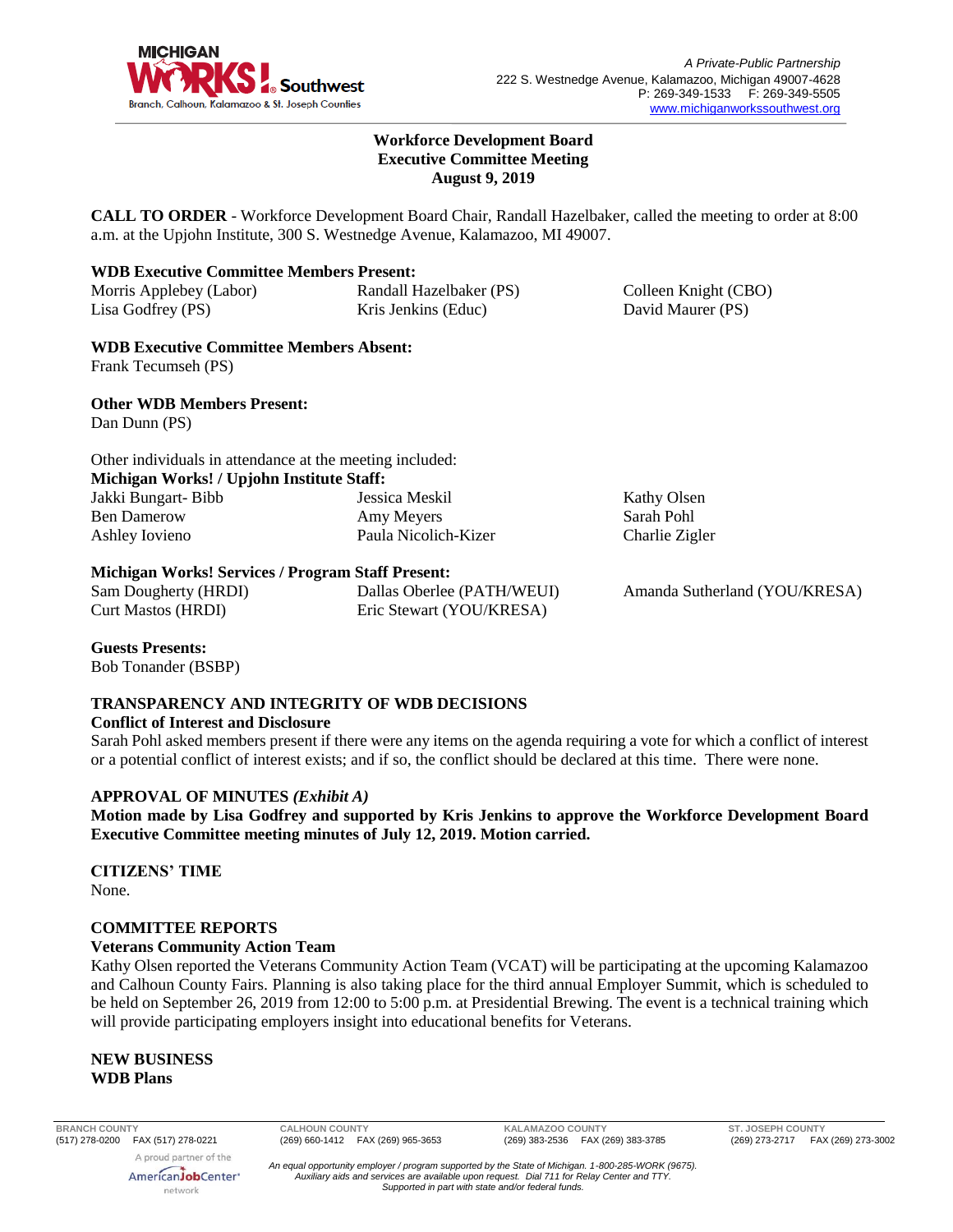A Private-Public Partnership
222 S. Westnedge Avenue, Kalamazoo, Michigan 49007-4628
P: 269-349-1533 F: 269-349-5505
www.michiganworkssouthwest.org

**Workforce Development Board**
**Executive Committee Meeting**
**August 9, 2019**

**CALL TO ORDER** - Workforce Development Board Chair, Randall Hazelbaker, called the meeting to order at 8:00 a.m. at the Upjohn Institute, 300 S. Westnedge Avenue, Kalamazoo, MI 49007.

**WDB Executive Committee Members Present:**

Morris Applebey (Labor)
Lisa Godfrey (PS)
Randall Hazelbaker (PS)
Kris Jenkins (Educ)
Colleen Knight (CBO)
David Maurer (PS)

**WDB Executive Committee Members Absent:**

Frank Tecumseh (PS)

**Other WDB Members Present:**

Dan Dunn (PS)

Other individuals in attendance at the meeting included:

**Michigan Works! / Upjohn Institute Staff:**

Jakki Bungart- Bibb
Ben Damerow
Ashley Iovieno
Jessica Meskil
Amy Meyers
Paula Nicolich-Kizer
Kathy Olsen
Sarah Pohl
Charlie Zigler

**Michigan Works! Services / Program Staff Present:**

Sam Dougherty (HRDI)
Curt Mastos (HRDI)
Dallas Oberlee (PATH/WEUI)
Eric Stewart (YOU/KRESA)
Amanda Sutherland (YOU/KRESA)

**Guests Presents:**

Bob Tonander (BSBP)

**TRANSPARENCY AND INTEGRITY OF WDB DECISIONS**

**Conflict of Interest and Disclosure**

Sarah Pohl asked members present if there were any items on the agenda requiring a vote for which a conflict of interest or a potential conflict of interest exists; and if so, the conflict should be declared at this time. There were none.

**APPROVAL OF MINUTES** ***(Exhibit A)***

**Motion made by Lisa Godfrey and supported by Kris Jenkins to approve the Workforce Development Board Executive Committee meeting minutes of July 12, 2019. Motion carried.**

**CITIZENS' TIME**

None.

**COMMITTEE REPORTS**

**Veterans Community Action Team**

Kathy Olsen reported the Veterans Community Action Team (VCAT) will be participating at the upcoming Kalamazoo and Calhoun County Fairs. Planning is also taking place for the third annual Employer Summit, which is scheduled to be held on September 26, 2019 from 12:00 to 5:00 p.m. at Presidential Brewing. The event is a technical training which will provide participating employers insight into educational benefits for Veterans.

**NEW BUSINESS**

**WDB Plans**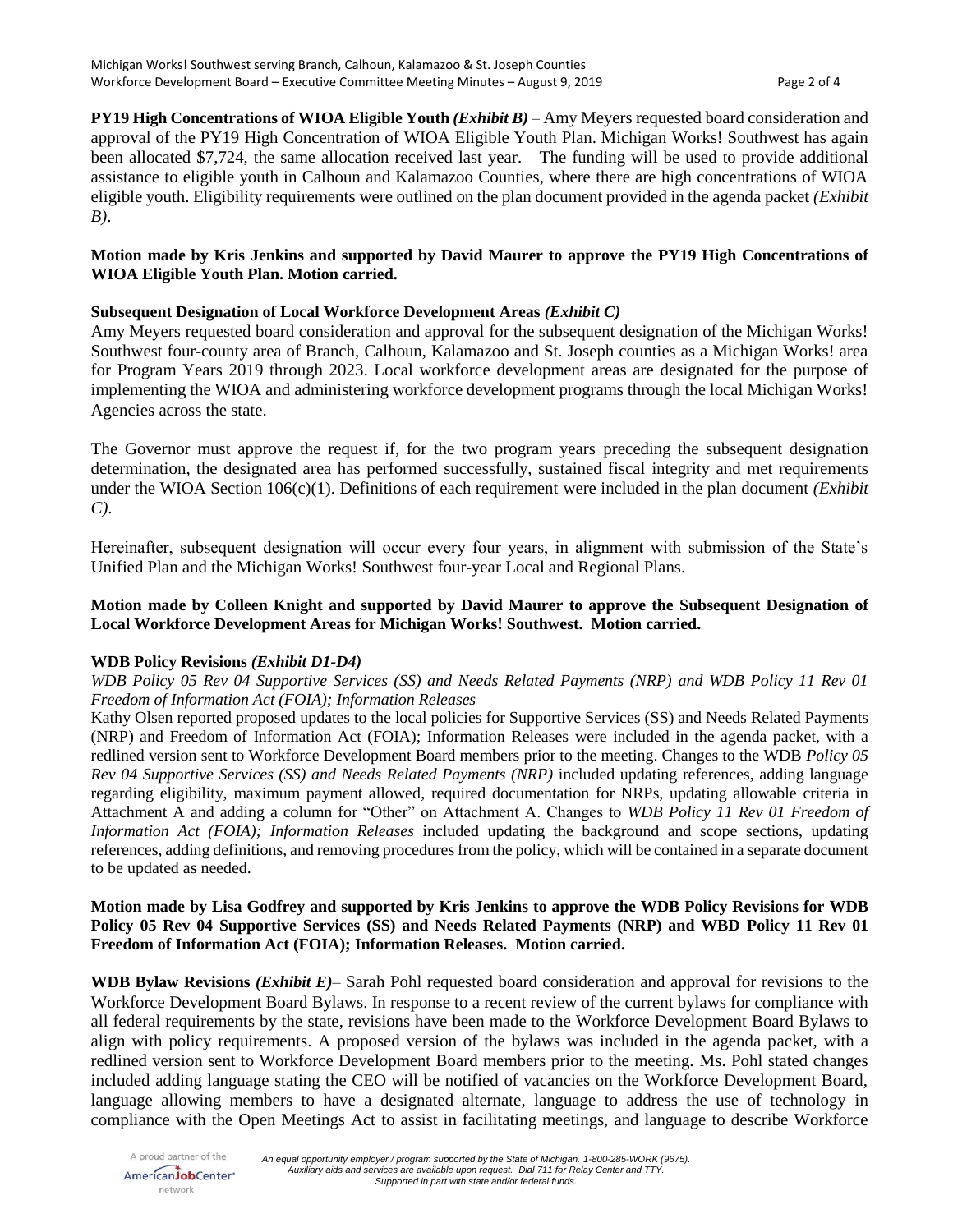**PY19 High Concentrations of WIOA Eligible Youth** ***(Exhibit B)*** – Amy Meyers requested board consideration and approval of the PY19 High Concentration of WIOA Eligible Youth Plan. Michigan Works! Southwest has again been allocated $7,724, the same allocation received last year. The funding will be used to provide additional assistance to eligible youth in Calhoun and Kalamazoo Counties, where there are high concentrations of WIOA eligible youth. Eligibility requirements were outlined on the plan document provided in the agenda packet *(Exhibit B)*.

**Motion made by Kris Jenkins and supported by David Maurer to approve the PY19 High Concentrations of WIOA Eligible Youth Plan. Motion carried.**

**Subsequent Designation of Local Workforce Development Areas** ***(Exhibit C)***

Amy Meyers requested board consideration and approval for the subsequent designation of the Michigan Works! Southwest four-county area of Branch, Calhoun, Kalamazoo and St. Joseph counties as a Michigan Works! area for Program Years 2019 through 2023. Local workforce development areas are designated for the purpose of implementing the WIOA and administering workforce development programs through the local Michigan Works! Agencies across the state.

The Governor must approve the request if, for the two program years preceding the subsequent designation determination, the designated area has performed successfully, sustained fiscal integrity and met requirements under the WIOA Section 106(c)(1). Definitions of each requirement were included in the plan document *(Exhibit C)*.

Hereinafter, subsequent designation will occur every four years, in alignment with submission of the State's Unified Plan and the Michigan Works! Southwest four-year Local and Regional Plans.

**Motion made by Colleen Knight and supported by David Maurer to approve the Subsequent Designation of Local Workforce Development Areas for Michigan Works! Southwest. Motion carried.**

**WDB Policy Revisions** ***(Exhibit D1-D4)***

*WDB Policy 05 Rev 04 Supportive Services (SS) and Needs Related Payments (NRP) and WDB Policy 11 Rev 01 Freedom of Information Act (FOIA); Information Releases*

Kathy Olsen reported proposed updates to the local policies for Supportive Services (SS) and Needs Related Payments (NRP) and Freedom of Information Act (FOIA); Information Releases were included in the agenda packet, with a redlined version sent to Workforce Development Board members prior to the meeting. Changes to the WDB *Policy 05 Rev 04 Supportive Services (SS) and Needs Related Payments (NRP)* included updating references, adding language regarding eligibility, maximum payment allowed, required documentation for NRPs, updating allowable criteria in Attachment A and adding a column for "Other" on Attachment A. Changes to *WDB Policy 11 Rev 01 Freedom of Information Act (FOIA); Information Releases* included updating the background and scope sections, updating references, adding definitions, and removing procedures from the policy, which will be contained in a separate document to be updated as needed.

**Motion made by Lisa Godfrey and supported by Kris Jenkins to approve the WDB Policy Revisions for WDB Policy 05 Rev 04 Supportive Services (SS) and Needs Related Payments (NRP) and WBD Policy 11 Rev 01 Freedom of Information Act (FOIA); Information Releases. Motion carried.**

**WDB Bylaw Revisions** ***(Exhibit E)***– Sarah Pohl requested board consideration and approval for revisions to the Workforce Development Board Bylaws. In response to a recent review of the current bylaws for compliance with all federal requirements by the state, revisions have been made to the Workforce Development Board Bylaws to align with policy requirements. A proposed version of the bylaws was included in the agenda packet, with a redlined version sent to Workforce Development Board members prior to the meeting. Ms. Pohl stated changes included adding language stating the CEO will be notified of vacancies on the Workforce Development Board, language allowing members to have a designated alternate, language to address the use of technology in compliance with the Open Meetings Act to assist in facilitating meetings, and language to describe Workforce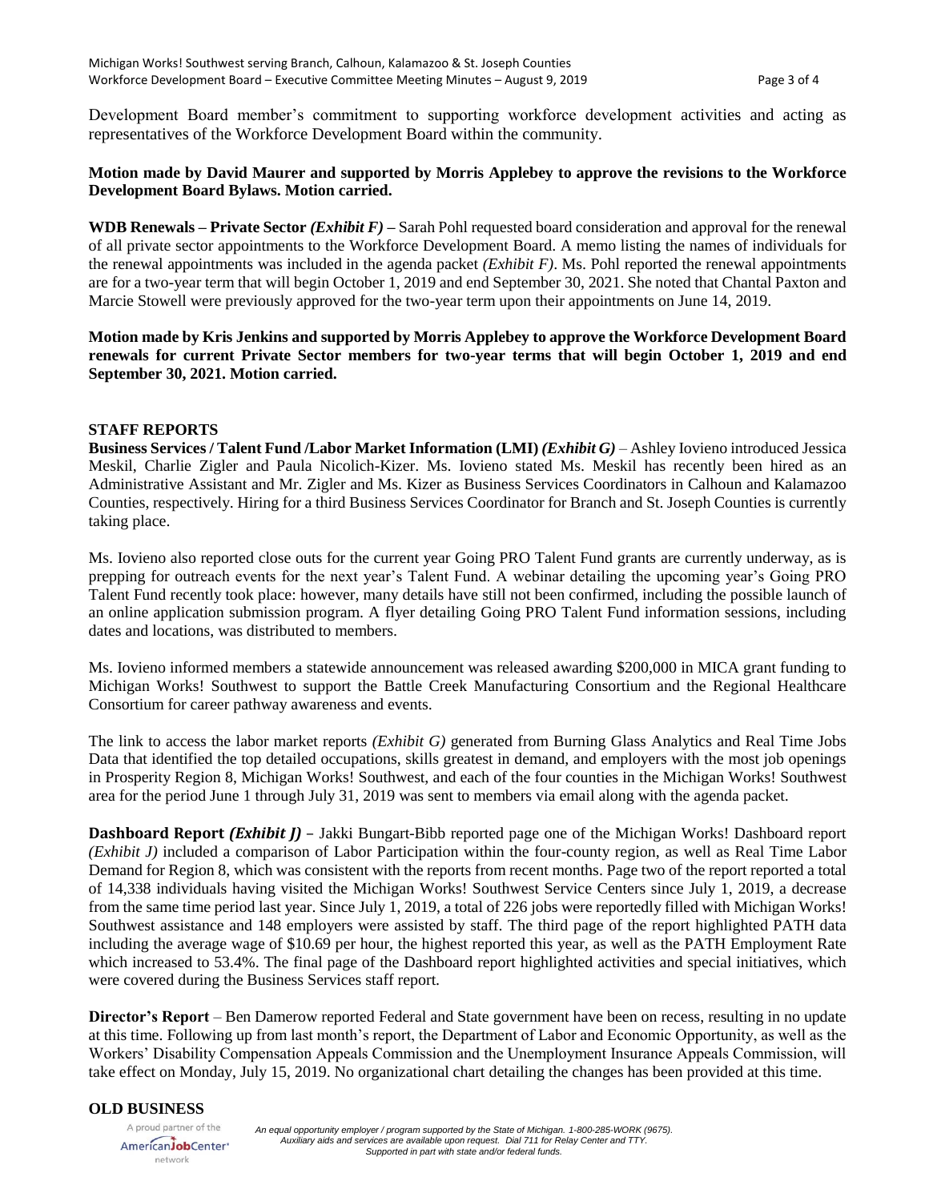Development Board member's commitment to supporting workforce development activities and acting as representatives of the Workforce Development Board within the community.

**Motion made by David Maurer and supported by Morris Applebey to approve the revisions to the Workforce Development Board Bylaws. Motion carried.**

**WDB Renewals – Private Sector *(Exhibit F)* –** Sarah Pohl requested board consideration and approval for the renewal of all private sector appointments to the Workforce Development Board. A memo listing the names of individuals for the renewal appointments was included in the agenda packet *(Exhibit F)*. Ms. Pohl reported the renewal appointments are for a two-year term that will begin October 1, 2019 and end September 30, 2021. She noted that Chantal Paxton and Marcie Stowell were previously approved for the two-year term upon their appointments on June 14, 2019.

**Motion made by Kris Jenkins and supported by Morris Applebey to approve the Workforce Development Board renewals for current Private Sector members for two-year terms that will begin October 1, 2019 and end September 30, 2021. Motion carried.**

## STAFF REPORTS

**Business Services / Talent Fund /Labor Market Information (LMI) *(Exhibit G)*** – Ashley Iovieno introduced Jessica Meskil, Charlie Zigler and Paula Nicolich-Kizer. Ms. Iovieno stated Ms. Meskil has recently been hired as an Administrative Assistant and Mr. Zigler and Ms. Kizer as Business Services Coordinators in Calhoun and Kalamazoo Counties, respectively. Hiring for a third Business Services Coordinator for Branch and St. Joseph Counties is currently taking place.

Ms. Iovieno also reported close outs for the current year Going PRO Talent Fund grants are currently underway, as is prepping for outreach events for the next year's Talent Fund. A webinar detailing the upcoming year's Going PRO Talent Fund recently took place: however, many details have still not been confirmed, including the possible launch of an online application submission program. A flyer detailing Going PRO Talent Fund information sessions, including dates and locations, was distributed to members.

Ms. Iovieno informed members a statewide announcement was released awarding $200,000 in MICA grant funding to Michigan Works! Southwest to support the Battle Creek Manufacturing Consortium and the Regional Healthcare Consortium for career pathway awareness and events.

The link to access the labor market reports *(Exhibit G)* generated from Burning Glass Analytics and Real Time Jobs Data that identified the top detailed occupations, skills greatest in demand, and employers with the most job openings in Prosperity Region 8, Michigan Works! Southwest, and each of the four counties in the Michigan Works! Southwest area for the period June 1 through July 31, 2019 was sent to members via email along with the agenda packet.

**Dashboard Report *(Exhibit J)*** – Jakki Bungart-Bibb reported page one of the Michigan Works! Dashboard report *(Exhibit J)* included a comparison of Labor Participation within the four-county region, as well as Real Time Labor Demand for Region 8, which was consistent with the reports from recent months. Page two of the report reported a total of 14,338 individuals having visited the Michigan Works! Southwest Service Centers since July 1, 2019, a decrease from the same time period last year. Since July 1, 2019, a total of 226 jobs were reportedly filled with Michigan Works! Southwest assistance and 148 employers were assisted by staff. The third page of the report highlighted PATH data including the average wage of $10.69 per hour, the highest reported this year, as well as the PATH Employment Rate which increased to 53.4%. The final page of the Dashboard report highlighted activities and special initiatives, which were covered during the Business Services staff report.

**Director's Report** – Ben Damerow reported Federal and State government have been on recess, resulting in no update at this time. Following up from last month's report, the Department of Labor and Economic Opportunity, as well as the Workers' Disability Compensation Appeals Commission and the Unemployment Insurance Appeals Commission, will take effect on Monday, July 15, 2019. No organizational chart detailing the changes has been provided at this time.

## OLD BUSINESS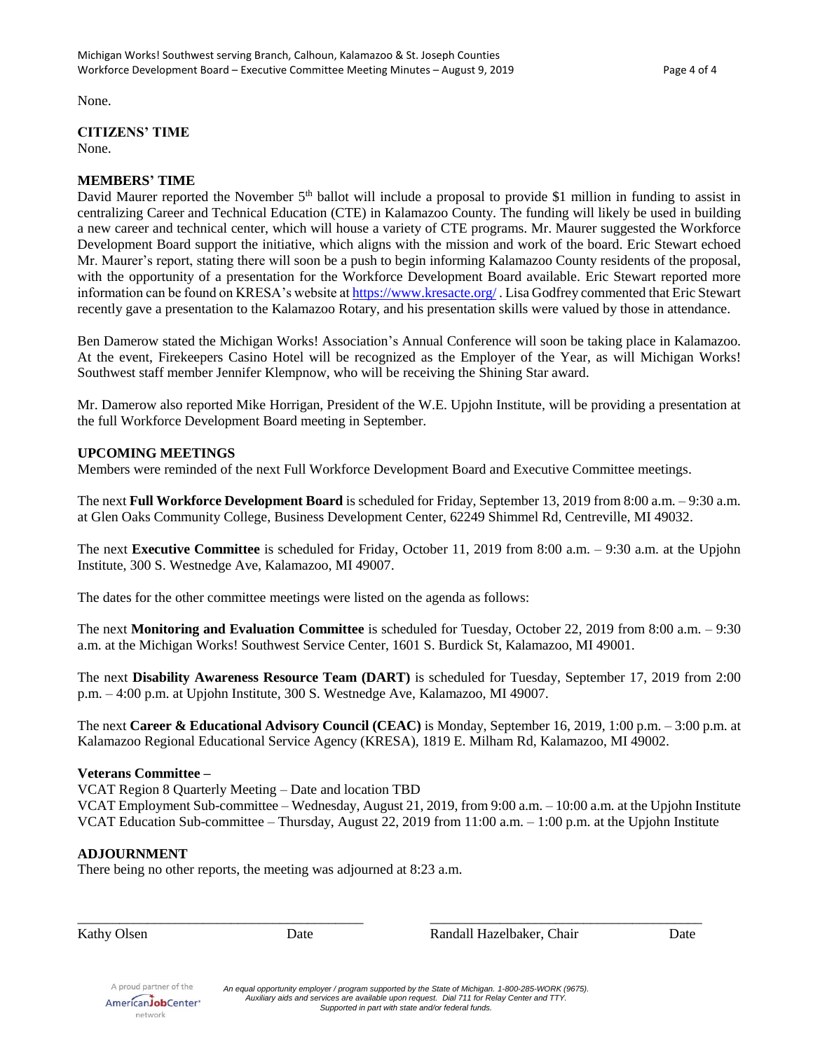None.

**CITIZENS' TIME**

None.

**MEMBERS' TIME**

David Maurer reported the November 5th ballot will include a proposal to provide $1 million in funding to assist in centralizing Career and Technical Education (CTE) in Kalamazoo County. The funding will likely be used in building a new career and technical center, which will house a variety of CTE programs. Mr. Maurer suggested the Workforce Development Board support the initiative, which aligns with the mission and work of the board. Eric Stewart echoed Mr. Maurer's report, stating there will soon be a push to begin informing Kalamazoo County residents of the proposal, with the opportunity of a presentation for the Workforce Development Board available. Eric Stewart reported more information can be found on KRESA's website at https://www.kresacte.org/ . Lisa Godfrey commented that Eric Stewart recently gave a presentation to the Kalamazoo Rotary, and his presentation skills were valued by those in attendance.

Ben Damerow stated the Michigan Works! Association's Annual Conference will soon be taking place in Kalamazoo. At the event, Firekeepers Casino Hotel will be recognized as the Employer of the Year, as will Michigan Works! Southwest staff member Jennifer Klempnow, who will be receiving the Shining Star award.

Mr. Damerow also reported Mike Horrigan, President of the W.E. Upjohn Institute, will be providing a presentation at the full Workforce Development Board meeting in September.

**UPCOMING MEETINGS**

Members were reminded of the next Full Workforce Development Board and Executive Committee meetings.

The next **Full Workforce Development Board** is scheduled for Friday, September 13, 2019 from 8:00 a.m. – 9:30 a.m. at Glen Oaks Community College, Business Development Center, 62249 Shimmel Rd, Centreville, MI 49032.

The next **Executive Committee** is scheduled for Friday, October 11, 2019 from 8:00 a.m. – 9:30 a.m. at the Upjohn Institute, 300 S. Westnedge Ave, Kalamazoo, MI 49007.

The dates for the other committee meetings were listed on the agenda as follows:

The next **Monitoring and Evaluation Committee** is scheduled for Tuesday, October 22, 2019 from 8:00 a.m. – 9:30 a.m. at the Michigan Works! Southwest Service Center, 1601 S. Burdick St, Kalamazoo, MI 49001.

The next **Disability Awareness Resource Team (DART)** is scheduled for Tuesday, September 17, 2019 from 2:00 p.m. – 4:00 p.m. at Upjohn Institute, 300 S. Westnedge Ave, Kalamazoo, MI 49007.

The next **Career & Educational Advisory Council (CEAC)** is Monday, September 16, 2019, 1:00 p.m. – 3:00 p.m. at Kalamazoo Regional Educational Service Agency (KRESA), 1819 E. Milham Rd, Kalamazoo, MI 49002.

**Veterans Committee –**

VCAT Region 8 Quarterly Meeting – Date and location TBD
VCAT Employment Sub-committee – Wednesday, August 21, 2019, from 9:00 a.m. – 10:00 a.m. at the Upjohn Institute
VCAT Education Sub-committee – Thursday, August 22, 2019 from 11:00 a.m. – 1:00 p.m. at the Upjohn Institute

**ADJOURNMENT**

There being no other reports, the meeting was adjourned at 8:23 a.m.

\_\_\_\_\_\_\_\_\_\_\_\_\_\_\_\_\_\_\_\_\_\_\_\_\_\_\_\_\_\_\_\_\_\_\_\_ \_\_\_\_\_\_\_\_\_\_\_\_\_\_\_\_\_\_\_\_\_\_\_\_\_\_\_\_\_\_\_\_\_\_\_\_

Kathy Olsen Date Randall Hazelbaker, Chair Date

A proud partner of the AmericanJobCenter network

*An equal opportunity employer / program supported by the State of Michigan. 1-800-285-WORK (9675). Auxiliary aids and services are available upon request. Dial 711 for Relay Center and TTY. Supported in part with state and/or federal funds.*